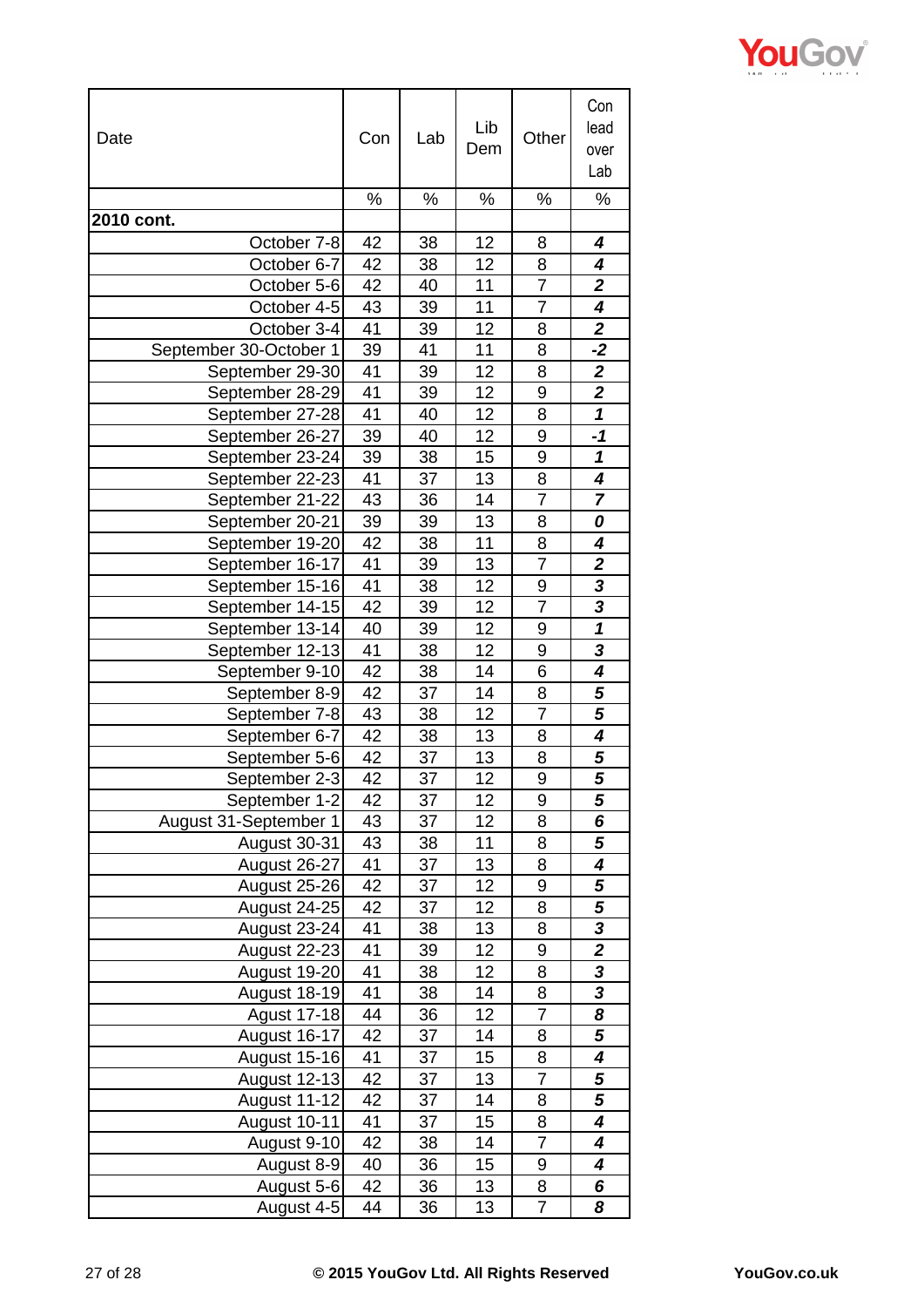| Date | Con | Lab | Lib Dem | Other | Con lead over Lab |
|---|---|---|---|---|---|
| | % | % | % | % | % |
| **2010 cont.** | | | | | |
| October 7-8 | 42 | 38 | 12 | 8 | ***4*** |
| October 6-7 | 42 | 38 | 12 | 8 | ***4*** |
| October 5-6 | 42 | 40 | 11 | 7 | ***2*** |
| October 4-5 | 43 | 39 | 11 | 7 | ***4*** |
| October 3-4 | 41 | 39 | 12 | 8 | ***2*** |
| September 30-October 1 | 39 | 41 | 11 | 8 | ***-2*** |
| September 29-30 | 41 | 39 | 12 | 8 | ***2*** |
| September 28-29 | 41 | 39 | 12 | 9 | ***2*** |
| September 27-28 | 41 | 40 | 12 | 8 | ***1*** |
| September 26-27 | 39 | 40 | 12 | 9 | ***-1*** |
| September 23-24 | 39 | 38 | 15 | 9 | ***1*** |
| September 22-23 | 41 | 37 | 13 | 8 | ***4*** |
| September 21-22 | 43 | 36 | 14 | 7 | ***7*** |
| September 20-21 | 39 | 39 | 13 | 8 | ***0*** |
| September 19-20 | 42 | 38 | 11 | 8 | ***4*** |
| September 16-17 | 41 | 39 | 13 | 7 | ***2*** |
| September 15-16 | 41 | 38 | 12 | 9 | ***3*** |
| September 14-15 | 42 | 39 | 12 | 7 | ***3*** |
| September 13-14 | 40 | 39 | 12 | 9 | ***1*** |
| September 12-13 | 41 | 38 | 12 | 9 | ***3*** |
| September 9-10 | 42 | 38 | 14 | 6 | ***4*** |
| September 8-9 | 42 | 37 | 14 | 8 | ***5*** |
| September 7-8 | 43 | 38 | 12 | 7 | ***5*** |
| September 6-7 | 42 | 38 | 13 | 8 | ***4*** |
| September 5-6 | 42 | 37 | 13 | 8 | ***5*** |
| September 2-3 | 42 | 37 | 12 | 9 | ***5*** |
| September 1-2 | 42 | 37 | 12 | 9 | ***5*** |
| August 31-September 1 | 43 | 37 | 12 | 8 | ***6*** |
| August 30-31 | 43 | 38 | 11 | 8 | ***5*** |
| August 26-27 | 41 | 37 | 13 | 8 | ***4*** |
| August 25-26 | 42 | 37 | 12 | 9 | ***5*** |
| August 24-25 | 42 | 37 | 12 | 8 | ***5*** |
| August 23-24 | 41 | 38 | 13 | 8 | ***3*** |
| August 22-23 | 41 | 39 | 12 | 9 | ***2*** |
| August 19-20 | 41 | 38 | 12 | 8 | ***3*** |
| August 18-19 | 41 | 38 | 14 | 8 | ***3*** |
| August 17-18 | 44 | 36 | 12 | 7 | ***8*** |
| August 16-17 | 42 | 37 | 14 | 8 | ***5*** |
| August 15-16 | 41 | 37 | 15 | 8 | ***4*** |
| August 12-13 | 42 | 37 | 13 | 7 | ***5*** |
| August 11-12 | 42 | 37 | 14 | 8 | ***5*** |
| August 10-11 | 41 | 37 | 15 | 8 | ***4*** |
| August 9-10 | 42 | 38 | 14 | 7 | ***4*** |
| August 8-9 | 40 | 36 | 15 | 9 | ***4*** |
| August 5-6 | 42 | 36 | 13 | 8 | ***6*** |
| August 4-5 | 44 | 36 | 13 | 7 | ***8*** |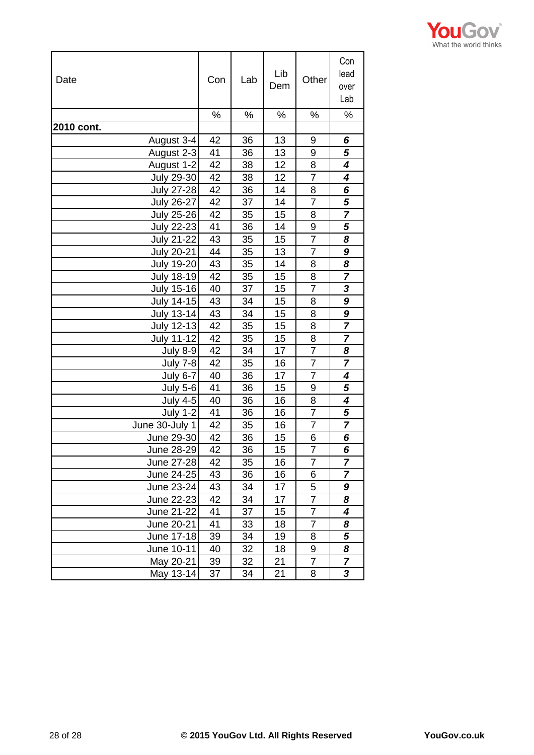| Date | Con | Lab | Lib Dem | Other | Con lead over Lab |
|---|---|---|---|---|---|
| | % | % | % | % | % |
| **2010 cont.** | | | | | |
| August 3-4 | 42 | 36 | 13 | 9 | ***6*** |
| August 2-3 | 41 | 36 | 13 | 9 | ***5*** |
| August 1-2 | 42 | 38 | 12 | 8 | ***4*** |
| July 29-30 | 42 | 38 | 12 | 7 | ***4*** |
| July 27-28 | 42 | 36 | 14 | 8 | ***6*** |
| July 26-27 | 42 | 37 | 14 | 7 | ***5*** |
| July 25-26 | 42 | 35 | 15 | 8 | ***7*** |
| July 22-23 | 41 | 36 | 14 | 9 | ***5*** |
| July 21-22 | 43 | 35 | 15 | 7 | ***8*** |
| July 20-21 | 44 | 35 | 13 | 7 | ***9*** |
| July 19-20 | 43 | 35 | 14 | 8 | ***8*** |
| July 18-19 | 42 | 35 | 15 | 8 | ***7*** |
| July 15-16 | 40 | 37 | 15 | 7 | ***3*** |
| July 14-15 | 43 | 34 | 15 | 8 | ***9*** |
| July 13-14 | 43 | 34 | 15 | 8 | ***9*** |
| July 12-13 | 42 | 35 | 15 | 8 | ***7*** |
| July 11-12 | 42 | 35 | 15 | 8 | ***7*** |
| July 8-9 | 42 | 34 | 17 | 7 | ***8*** |
| July 7-8 | 42 | 35 | 16 | 7 | ***7*** |
| July 6-7 | 40 | 36 | 17 | 7 | ***4*** |
| July 5-6 | 41 | 36 | 15 | 9 | ***5*** |
| July 4-5 | 40 | 36 | 16 | 8 | ***4*** |
| July 1-2 | 41 | 36 | 16 | 7 | ***5*** |
| June 30-July 1 | 42 | 35 | 16 | 7 | ***7*** |
| June 29-30 | 42 | 36 | 15 | 6 | ***6*** |
| June 28-29 | 42 | 36 | 15 | 7 | ***6*** |
| June 27-28 | 42 | 35 | 16 | 7 | ***7*** |
| June 24-25 | 43 | 36 | 16 | 6 | ***7*** |
| June 23-24 | 43 | 34 | 17 | 5 | ***9*** |
| June 22-23 | 42 | 34 | 17 | 7 | ***8*** |
| June 21-22 | 41 | 37 | 15 | 7 | ***4*** |
| June 20-21 | 41 | 33 | 18 | 7 | ***8*** |
| June 17-18 | 39 | 34 | 19 | 8 | ***5*** |
| June 10-11 | 40 | 32 | 18 | 9 | ***8*** |
| May 20-21 | 39 | 32 | 21 | 7 | ***7*** |
| May 13-14 | 37 | 34 | 21 | 8 | ***3*** |

**© 2015 YouGov Ltd. All Rights Reserved**